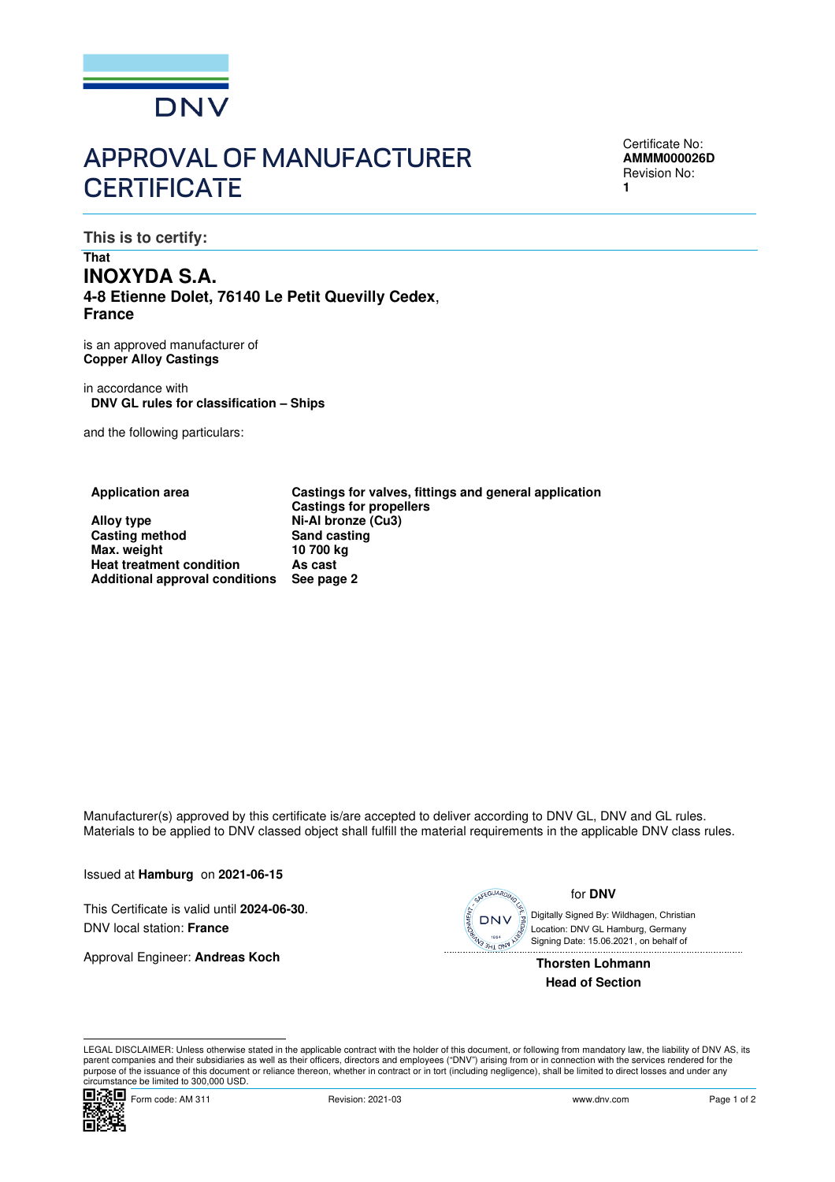# APPROVAL OF MANUFACTURER CERTIFICATE

Certificate No:
**AMMM000026D**
Revision No:
**1**

## This is to certify:

**That**
**INOXYDA S.A.**
**4-8 Etienne Dolet, 76140 Le Petit Quevilly Cedex**,
**France**

is an approved manufacturer of
**Copper Alloy Castings**

in accordance with
**DNV GL rules for classification – Ships**

and the following particulars:

| | |
|---|---|
| **Application area** | **Castings for valves, fittings and general application** |
| | **Castings for propellers** |
| **Alloy type** | **Ni-Al bronze (Cu3)** |
| **Casting method** | **Sand casting** |
| **Max. weight** | **10 700 kg** |
| **Heat treatment condition** | **As cast** |
| **Additional approval conditions** | **See page 2** |

Manufacturer(s) approved by this certificate is/are accepted to deliver according to DNV GL, DNV and GL rules.
Materials to be applied to DNV classed object shall fulfill the material requirements in the applicable DNV class rules.

Issued at **Hamburg** on **2021-06-15**

This Certificate is valid until **2024-06-30**.
DNV local station: **France**

Approval Engineer: **Andreas Koch**

for **DNV**

Digitally Signed By: Wildhagen, Christian
Location: DNV GL Hamburg, Germany
Signing Date: 15.06.2021 , on behalf of

**Thorsten Lohmann**
**Head of Section**

LEGAL DISCLAIMER: Unless otherwise stated in the applicable contract with the holder of this document, or following from mandatory law, the liability of DNV AS, its parent companies and their subsidiaries as well as their officers, directors and employees ("DNV") arising from or in connection with the services rendered for the purpose of the issuance of this document or reliance thereon, whether in contract or in tort (including negligence), shall be limited to direct losses and under any circumstance be limited to 300,000 USD.

Form code: AM 311 Revision: 2021-03 www.dnv.com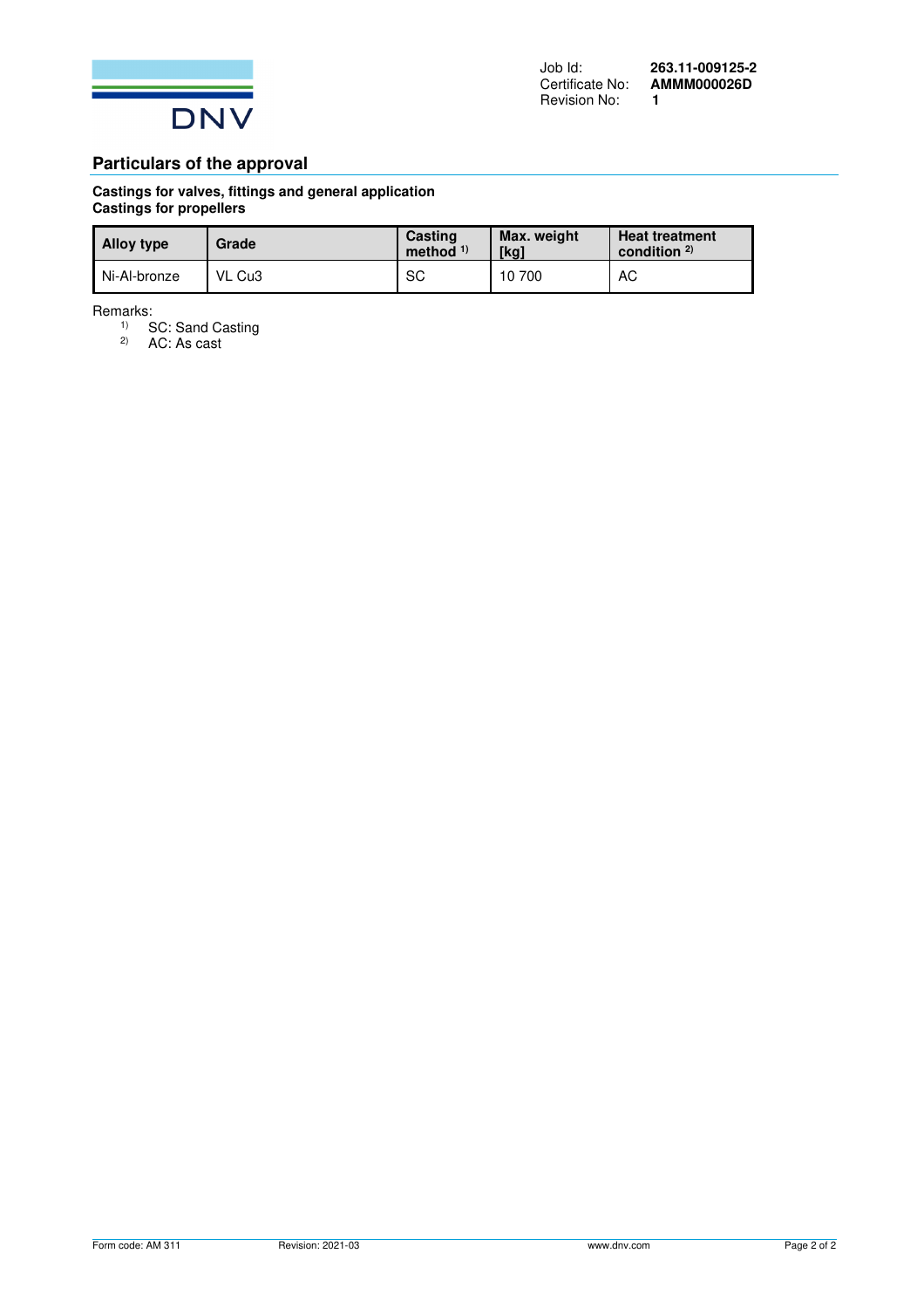Job Id: **263.11-009125-2**
Certificate No: **AMMM000026D**
Revision No: **1**

## Particulars of the approval

**Castings for valves, fittings and general application**
**Castings for propellers**

| Alloy type | Grade | Casting method [1] | Max. weight [kg] | Heat treatment condition [2] |
|---|---|---|---|---|
| Ni-Al-bronze | VL Cu3 | SC | 10 700 | AC |

Remarks:

[1] SC: Sand Casting
[2] AC: As cast